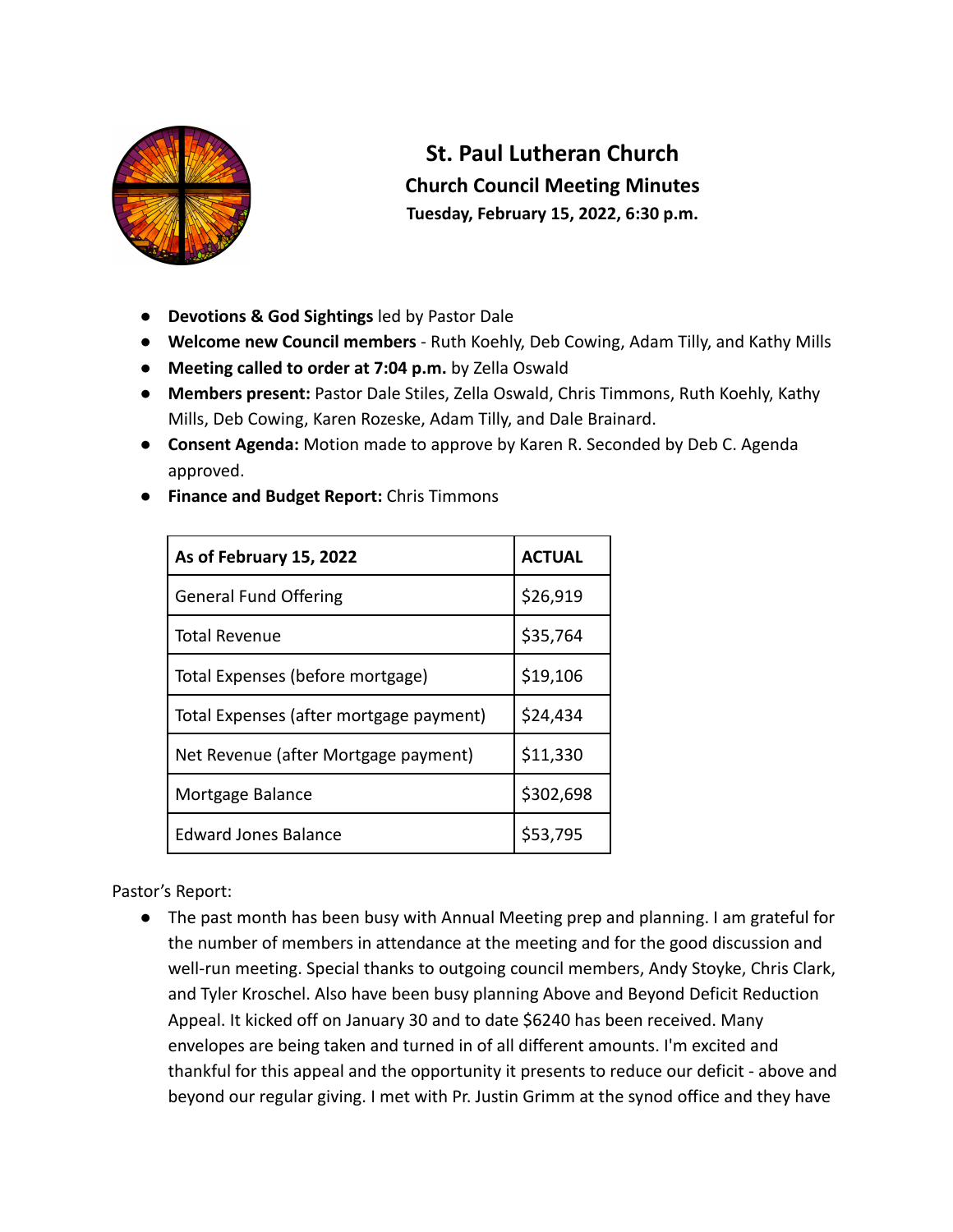# St. Paul Lutheran Church

## Church Council Meeting Minutes

### Tuesday, February 15, 2022, 6:30 p.m.

- **Devotions & God Sightings** led by Pastor Dale
- **Welcome new Council members** - Ruth Koehly, Deb Cowing, Adam Tilly, and Kathy Mills
- **Meeting called to order at 7:04 p.m.** by Zella Oswald
- **Members present:** Pastor Dale Stiles, Zella Oswald, Chris Timmons, Ruth Koehly, Kathy Mills, Deb Cowing, Karen Rozeske, Adam Tilly, and Dale Brainard.
- **Consent Agenda:** Motion made to approve by Karen R. Seconded by Deb C. Agenda approved.
- **Finance and Budget Report:** Chris Timmons

| As of February 15, 2022 | ACTUAL |
|---|---|
| General Fund Offering | $26,919 |
| Total Revenue | $35,764 |
| Total Expenses (before mortgage) | $19,106 |
| Total Expenses (after mortgage payment) | $24,434 |
| Net Revenue (after Mortgage payment) | $11,330 |
| Mortgage Balance | $302,698 |
| Edward Jones Balance | $53,795 |

Pastor's Report:

- The past month has been busy with Annual Meeting prep and planning. I am grateful for the number of members in attendance at the meeting and for the good discussion and well-run meeting. Special thanks to outgoing council members, Andy Stoyke, Chris Clark, and Tyler Kroschel. Also have been busy planning Above and Beyond Deficit Reduction Appeal. It kicked off on January 30 and to date $6240 has been received. Many envelopes are being taken and turned in of all different amounts. I'm excited and thankful for this appeal and the opportunity it presents to reduce our deficit - above and beyond our regular giving. I met with Pr. Justin Grimm at the synod office and they have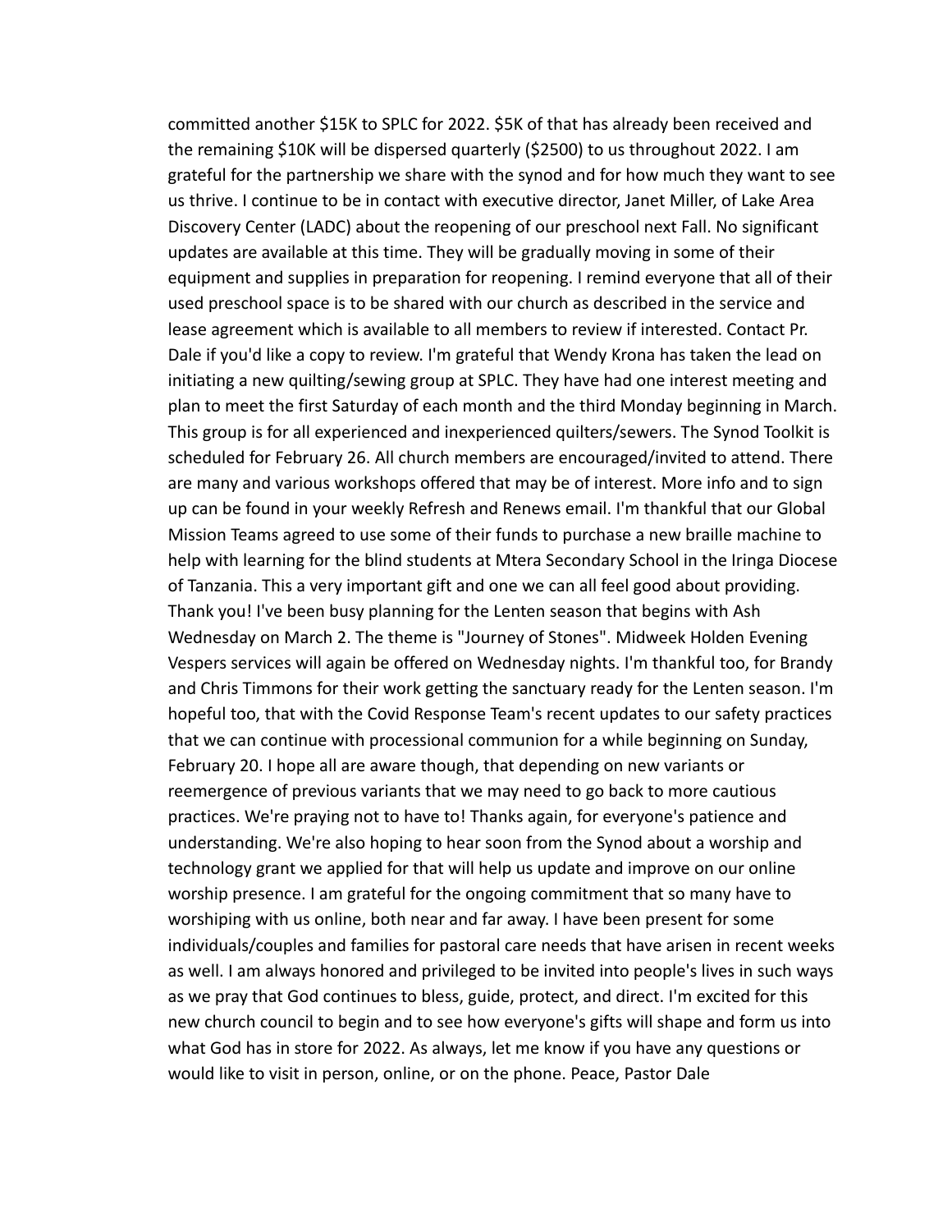committed another $15K to SPLC for 2022. $5K of that has already been received and the remaining $10K will be dispersed quarterly ($2500) to us throughout 2022. I am grateful for the partnership we share with the synod and for how much they want to see us thrive. I continue to be in contact with executive director, Janet Miller, of Lake Area Discovery Center (LADC) about the reopening of our preschool next Fall. No significant updates are available at this time. They will be gradually moving in some of their equipment and supplies in preparation for reopening. I remind everyone that all of their used preschool space is to be shared with our church as described in the service and lease agreement which is available to all members to review if interested. Contact Pr. Dale if you'd like a copy to review. I'm grateful that Wendy Krona has taken the lead on initiating a new quilting/sewing group at SPLC. They have had one interest meeting and plan to meet the first Saturday of each month and the third Monday beginning in March. This group is for all experienced and inexperienced quilters/sewers. The Synod Toolkit is scheduled for February 26. All church members are encouraged/invited to attend. There are many and various workshops offered that may be of interest. More info and to sign up can be found in your weekly Refresh and Renews email. I'm thankful that our Global Mission Teams agreed to use some of their funds to purchase a new braille machine to help with learning for the blind students at Mtera Secondary School in the Iringa Diocese of Tanzania. This a very important gift and one we can all feel good about providing. Thank you! I've been busy planning for the Lenten season that begins with Ash Wednesday on March 2. The theme is "Journey of Stones". Midweek Holden Evening Vespers services will again be offered on Wednesday nights. I'm thankful too, for Brandy and Chris Timmons for their work getting the sanctuary ready for the Lenten season. I'm hopeful too, that with the Covid Response Team's recent updates to our safety practices that we can continue with processional communion for a while beginning on Sunday, February 20. I hope all are aware though, that depending on new variants or reemergence of previous variants that we may need to go back to more cautious practices. We're praying not to have to! Thanks again, for everyone's patience and understanding. We're also hoping to hear soon from the Synod about a worship and technology grant we applied for that will help us update and improve on our online worship presence. I am grateful for the ongoing commitment that so many have to worshiping with us online, both near and far away. I have been present for some individuals/couples and families for pastoral care needs that have arisen in recent weeks as well. I am always honored and privileged to be invited into people's lives in such ways as we pray that God continues to bless, guide, protect, and direct. I'm excited for this new church council to begin and to see how everyone's gifts will shape and form us into what God has in store for 2022. As always, let me know if you have any questions or would like to visit in person, online, or on the phone. Peace, Pastor Dale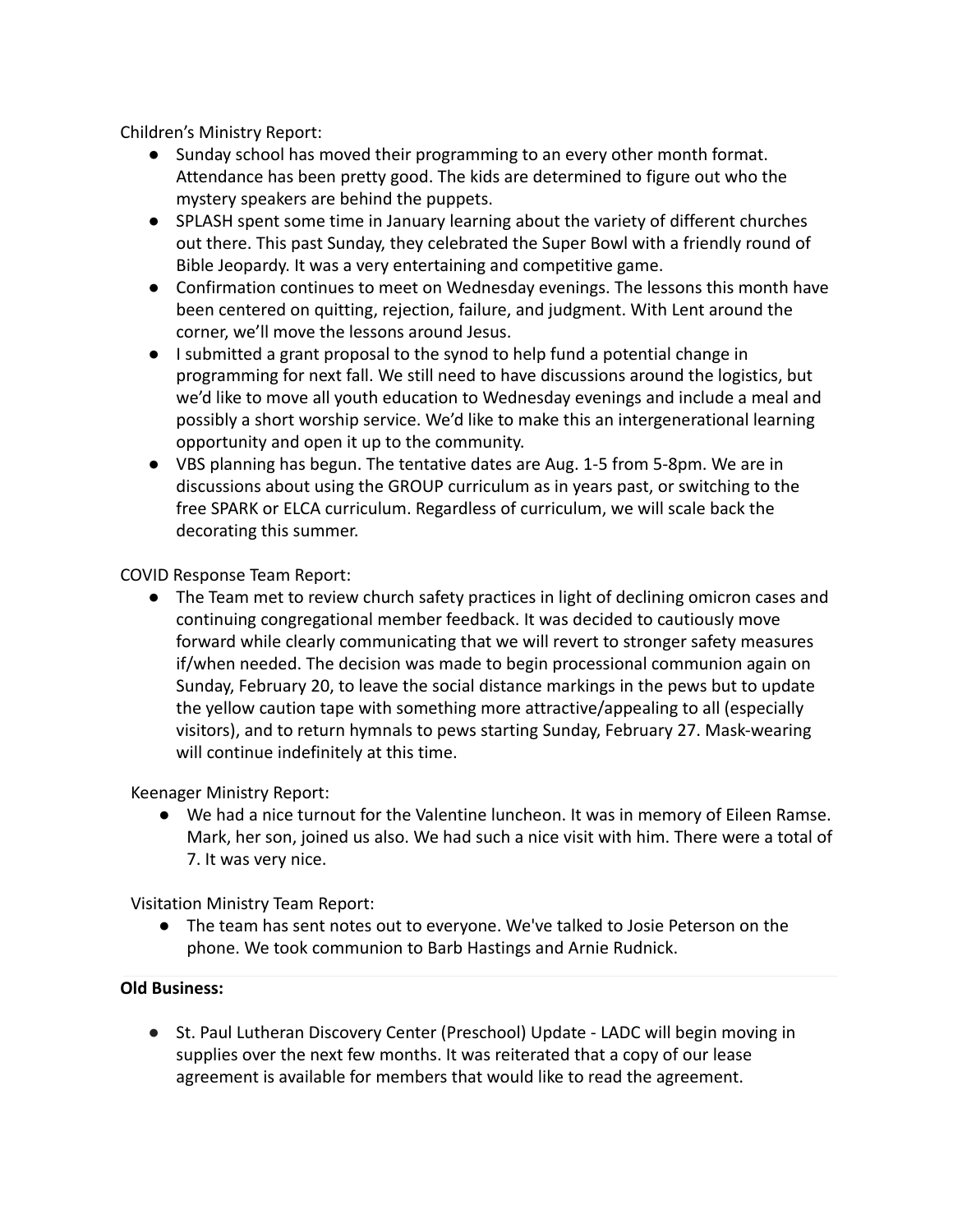Children's Ministry Report:

- Sunday school has moved their programming to an every other month format. Attendance has been pretty good. The kids are determined to figure out who the mystery speakers are behind the puppets.
- SPLASH spent some time in January learning about the variety of different churches out there. This past Sunday, they celebrated the Super Bowl with a friendly round of Bible Jeopardy. It was a very entertaining and competitive game.
- Confirmation continues to meet on Wednesday evenings. The lessons this month have been centered on quitting, rejection, failure, and judgment. With Lent around the corner, we'll move the lessons around Jesus.
- I submitted a grant proposal to the synod to help fund a potential change in programming for next fall. We still need to have discussions around the logistics, but we'd like to move all youth education to Wednesday evenings and include a meal and possibly a short worship service. We'd like to make this an intergenerational learning opportunity and open it up to the community.
- VBS planning has begun. The tentative dates are Aug. 1-5 from 5-8pm. We are in discussions about using the GROUP curriculum as in years past, or switching to the free SPARK or ELCA curriculum. Regardless of curriculum, we will scale back the decorating this summer.

COVID Response Team Report:

- The Team met to review church safety practices in light of declining omicron cases and continuing congregational member feedback. It was decided to cautiously move forward while clearly communicating that we will revert to stronger safety measures if/when needed. The decision was made to begin processional communion again on Sunday, February 20, to leave the social distance markings in the pews but to update the yellow caution tape with something more attractive/appealing to all (especially visitors), and to return hymnals to pews starting Sunday, February 27. Mask-wearing will continue indefinitely at this time.

Keenager Ministry Report:

- We had a nice turnout for the Valentine luncheon. It was in memory of Eileen Ramse. Mark, her son, joined us also. We had such a nice visit with him. There were a total of 7. It was very nice.

Visitation Ministry Team Report:

- The team has sent notes out to everyone. We've talked to Josie Peterson on the phone. We took communion to Barb Hastings and Arnie Rudnick.

---

**Old Business:**

- St. Paul Lutheran Discovery Center (Preschool) Update - LADC will begin moving in supplies over the next few months. It was reiterated that a copy of our lease agreement is available for members that would like to read the agreement.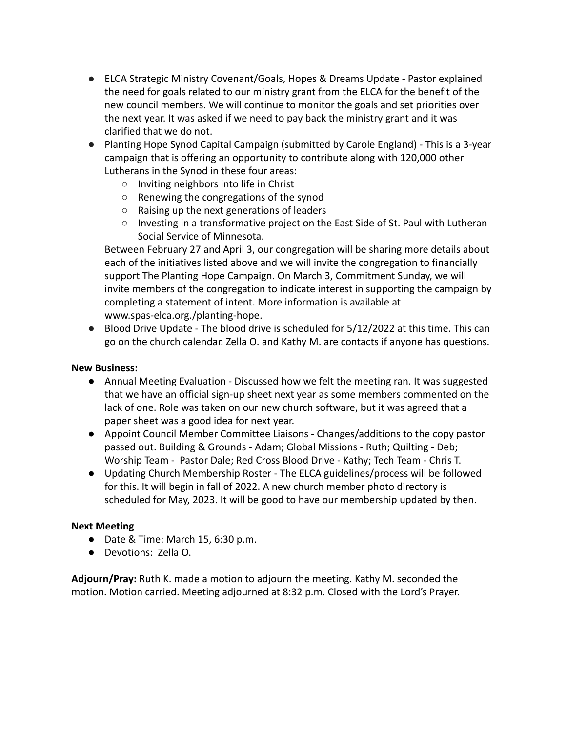- ELCA Strategic Ministry Covenant/Goals, Hopes & Dreams Update - Pastor explained the need for goals related to our ministry grant from the ELCA for the benefit of the new council members. We will continue to monitor the goals and set priorities over the next year. It was asked if we need to pay back the ministry grant and it was clarified that we do not.
- Planting Hope Synod Capital Campaign (submitted by Carole England) - This is a 3-year campaign that is offering an opportunity to contribute along with 120,000 other Lutherans in the Synod in these four areas:
  - Inviting neighbors into life in Christ
  - Renewing the congregations of the synod
  - Raising up the next generations of leaders
  - Investing in a transformative project on the East Side of St. Paul with Lutheran Social Service of Minnesota.

  Between February 27 and April 3, our congregation will be sharing more details about each of the initiatives listed above and we will invite the congregation to financially support The Planting Hope Campaign. On March 3, Commitment Sunday, we will invite members of the congregation to indicate interest in supporting the campaign by completing a statement of intent. More information is available at www.spas-elca.org./planting-hope.
- Blood Drive Update - The blood drive is scheduled for 5/12/2022 at this time. This can go on the church calendar. Zella O. and Kathy M. are contacts if anyone has questions.

**New Business:**

- Annual Meeting Evaluation - Discussed how we felt the meeting ran. It was suggested that we have an official sign-up sheet next year as some members commented on the lack of one. Role was taken on our new church software, but it was agreed that a paper sheet was a good idea for next year.
- Appoint Council Member Committee Liaisons - Changes/additions to the copy pastor passed out. Building & Grounds - Adam; Global Missions - Ruth; Quilting - Deb; Worship Team - Pastor Dale; Red Cross Blood Drive - Kathy; Tech Team - Chris T.
- Updating Church Membership Roster - The ELCA guidelines/process will be followed for this. It will begin in fall of 2022. A new church member photo directory is scheduled for May, 2023. It will be good to have our membership updated by then.

**Next Meeting**

- Date & Time: March 15, 6:30 p.m.
- Devotions: Zella O.

**Adjourn/Pray:** Ruth K. made a motion to adjourn the meeting. Kathy M. seconded the motion. Motion carried. Meeting adjourned at 8:32 p.m. Closed with the Lord's Prayer.